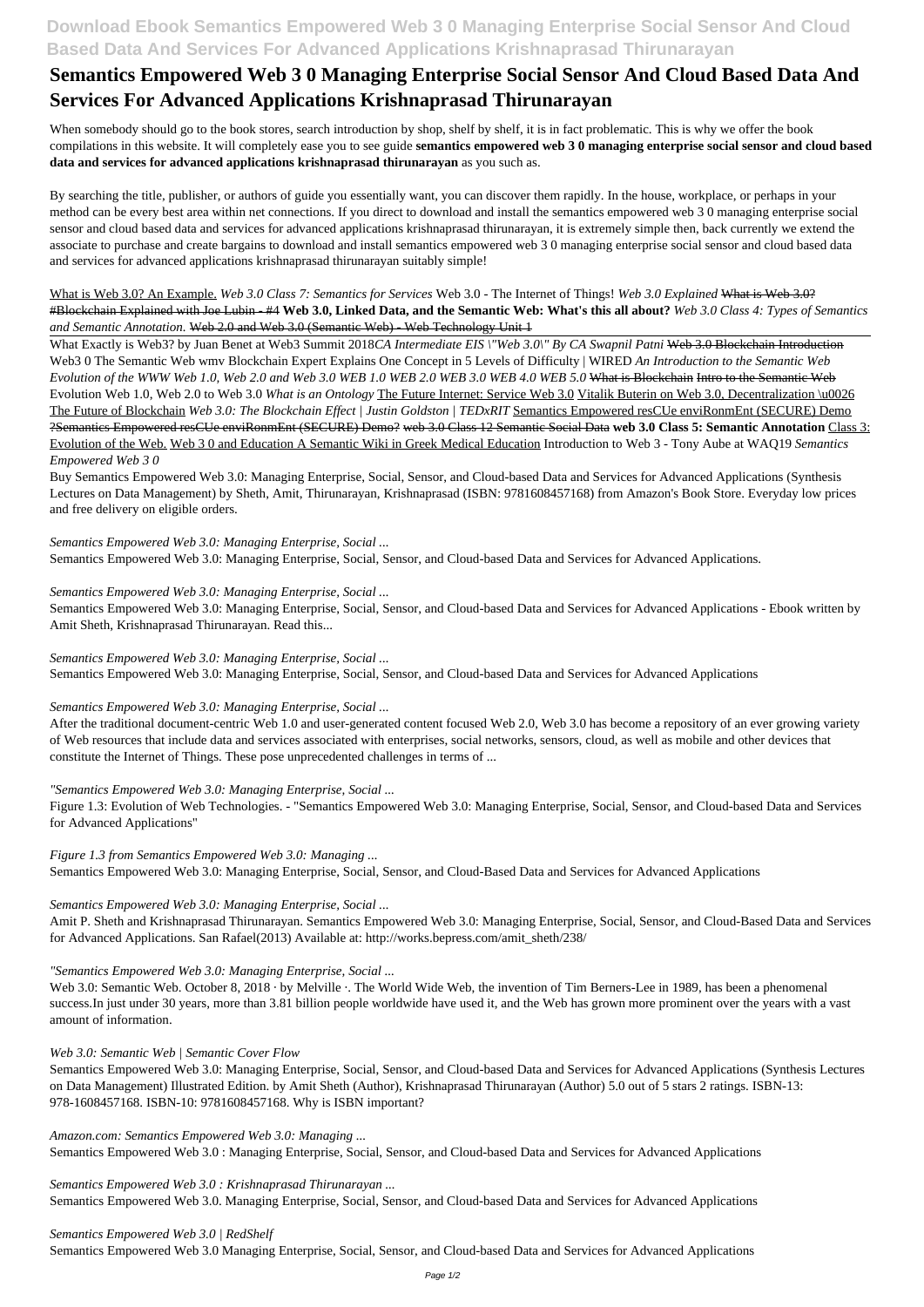# Semantics Empowered Web 3 0 Managing Enterprise Social Sensor And Cloud Based Data And Services For Advanced Applications Krishnaprasad Thirunarayan

When somebody should go to the book stores, search introduction by shop, shelf by shelf, it is in fact problematic. This is why we offer the book compilations in this website. It will completely ease you to see guide **semantics empowered web 3 0 managing enterprise social sensor and cloud based data and services for advanced applications krishnaprasad thirunarayan** as you such as.

By searching the title, publisher, or authors of guide you essentially want, you can discover them rapidly. In the house, workplace, or perhaps in your method can be every best area within net connections. If you direct to download and install the semantics empowered web 3 0 managing enterprise social sensor and cloud based data and services for advanced applications krishnaprasad thirunarayan, it is extremely simple then, back currently we extend the associate to purchase and create bargains to download and install semantics empowered web 3 0 managing enterprise social sensor and cloud based data and services for advanced applications krishnaprasad thirunarayan suitably simple!

What is Web 3.0? An Example. *Web 3.0 Class 7: Semantics for Services* Web 3.0 - The Internet of Things! *Web 3.0 Explained* ~~What is Web 3.0? #Blockchain Explained with Joe Lubin - #4~~ **Web 3.0, Linked Data, and the Semantic Web: What's this all about?** *Web 3.0 Class 4: Types of Semantics and Semantic Annotation.* ~~Web 2.0 and Web 3.0 (Semantic Web) - Web Technology Unit 1~~

What Exactly is Web3? by Juan Benet at Web3 Summit 2018*CA Intermediate EIS \"Web 3.0\" By CA Swapnil Patni* ~~Web 3.0 Blockchain Introduction~~ Web3 0 The Semantic Web wmv Blockchain Expert Explains One Concept in 5 Levels of Difficulty | WIRED *An Introduction to the Semantic Web Evolution of the WWW Web 1.0, Web 2.0 and Web 3.0 WEB 1.0 WEB 2.0 WEB 3.0 WEB 4.0 WEB 5.0* ~~What is Blockchain~~ ~~Intro to the Semantic Web~~ Evolution Web 1.0, Web 2.0 to Web 3.0 *What is an Ontology* The Future Internet: Service Web 3.0 Vitalik Buterin on Web 3.0, Decentralization \u0026 The Future of Blockchain *Web 3.0: The Blockchain Effect | Justin Goldston | TEDxRIT* Semantics Empowered resCUe enviRonmEnt (SECURE) Demo ~~?Semantics Empowered resCUe enviRonmEnt (SECURE) Demo?~~ ~~web 3.0 Class 12 Semantic Social Data~~ **web 3.0 Class 5: Semantic Annotation** Class 3: Evolution of the Web. Web 3 0 and Education A Semantic Wiki in Greek Medical Education Introduction to Web 3 - Tony Aube at WAQ19 *Semantics Empowered Web 3 0*

Buy Semantics Empowered Web 3.0: Managing Enterprise, Social, Sensor, and Cloud-based Data and Services for Advanced Applications (Synthesis Lectures on Data Management) by Sheth, Amit, Thirunarayan, Krishnaprasad (ISBN: 9781608457168) from Amazon's Book Store. Everyday low prices and free delivery on eligible orders.

*Semantics Empowered Web 3.0: Managing Enterprise, Social ...*

Semantics Empowered Web 3.0: Managing Enterprise, Social, Sensor, and Cloud-based Data and Services for Advanced Applications.

*Semantics Empowered Web 3.0: Managing Enterprise, Social ...*

Semantics Empowered Web 3.0: Managing Enterprise, Social, Sensor, and Cloud-based Data and Services for Advanced Applications - Ebook written by Amit Sheth, Krishnaprasad Thirunarayan. Read this...

*Semantics Empowered Web 3.0: Managing Enterprise, Social ...*

Semantics Empowered Web 3.0: Managing Enterprise, Social, Sensor, and Cloud-based Data and Services for Advanced Applications

*Semantics Empowered Web 3.0: Managing Enterprise, Social ...*

After the traditional document-centric Web 1.0 and user-generated content focused Web 2.0, Web 3.0 has become a repository of an ever growing variety of Web resources that include data and services associated with enterprises, social networks, sensors, cloud, as well as mobile and other devices that constitute the Internet of Things. These pose unprecedented challenges in terms of ...

*"Semantics Empowered Web 3.0: Managing Enterprise, Social ...*

Figure 1.3: Evolution of Web Technologies. - "Semantics Empowered Web 3.0: Managing Enterprise, Social, Sensor, and Cloud-based Data and Services for Advanced Applications"

*Figure 1.3 from Semantics Empowered Web 3.0: Managing ...*

Semantics Empowered Web 3.0: Managing Enterprise, Social, Sensor, and Cloud-Based Data and Services for Advanced Applications

*Semantics Empowered Web 3.0: Managing Enterprise, Social ...*

Amit P. Sheth and Krishnaprasad Thirunarayan. Semantics Empowered Web 3.0: Managing Enterprise, Social, Sensor, and Cloud-Based Data and Services for Advanced Applications. San Rafael(2013) Available at: http://works.bepress.com/amit_sheth/238/

*"Semantics Empowered Web 3.0: Managing Enterprise, Social ...*

Web 3.0: Semantic Web. October 8, 2018 · by Melville ·. The World Wide Web, the invention of Tim Berners-Lee in 1989, has been a phenomenal success.In just under 30 years, more than 3.81 billion people worldwide have used it, and the Web has grown more prominent over the years with a vast amount of information.

*Web 3.0: Semantic Web | Semantic Cover Flow*

Semantics Empowered Web 3.0: Managing Enterprise, Social, Sensor, and Cloud-based Data and Services for Advanced Applications (Synthesis Lectures on Data Management) Illustrated Edition. by Amit Sheth (Author), Krishnaprasad Thirunarayan (Author) 5.0 out of 5 stars 2 ratings. ISBN-13: 978-1608457168. ISBN-10: 9781608457168. Why is ISBN important?

*Amazon.com: Semantics Empowered Web 3.0: Managing ...*

Semantics Empowered Web 3.0 : Managing Enterprise, Social, Sensor, and Cloud-based Data and Services for Advanced Applications

*Semantics Empowered Web 3.0 : Krishnaprasad Thirunarayan ...*

Semantics Empowered Web 3.0. Managing Enterprise, Social, Sensor, and Cloud-based Data and Services for Advanced Applications

*Semantics Empowered Web 3.0 | RedShelf*

Semantics Empowered Web 3.0 Managing Enterprise, Social, Sensor, and Cloud-based Data and Services for Advanced Applications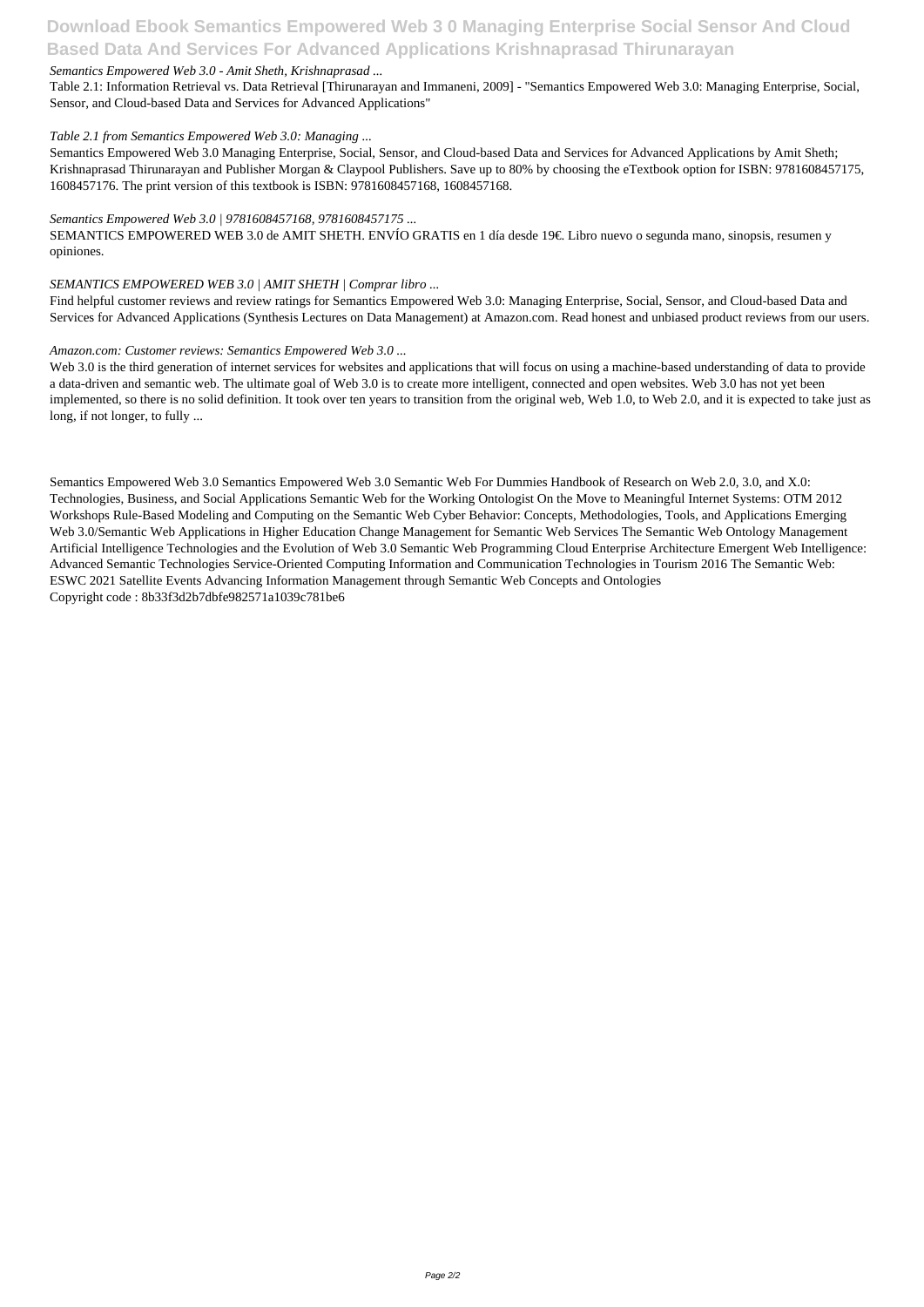*Semantics Empowered Web 3.0 - Amit Sheth, Krishnaprasad ...*

Table 2.1: Information Retrieval vs. Data Retrieval [Thirunarayan and Immaneni, 2009] - "Semantics Empowered Web 3.0: Managing Enterprise, Social, Sensor, and Cloud-based Data and Services for Advanced Applications"

*Table 2.1 from Semantics Empowered Web 3.0: Managing ...*

Semantics Empowered Web 3.0 Managing Enterprise, Social, Sensor, and Cloud-based Data and Services for Advanced Applications by Amit Sheth; Krishnaprasad Thirunarayan and Publisher Morgan & Claypool Publishers. Save up to 80% by choosing the eTextbook option for ISBN: 9781608457175, 1608457176. The print version of this textbook is ISBN: 9781608457168, 1608457168.

*Semantics Empowered Web 3.0 | 9781608457168, 9781608457175 ...*

SEMANTICS EMPOWERED WEB 3.0 de AMIT SHETH. ENVÍO GRATIS en 1 día desde 19€. Libro nuevo o segunda mano, sinopsis, resumen y opiniones.

*SEMANTICS EMPOWERED WEB 3.0 | AMIT SHETH | Comprar libro ...*

Find helpful customer reviews and review ratings for Semantics Empowered Web 3.0: Managing Enterprise, Social, Sensor, and Cloud-based Data and Services for Advanced Applications (Synthesis Lectures on Data Management) at Amazon.com. Read honest and unbiased product reviews from our users.

*Amazon.com: Customer reviews: Semantics Empowered Web 3.0 ...*

Web 3.0 is the third generation of internet services for websites and applications that will focus on using a machine-based understanding of data to provide a data-driven and semantic web. The ultimate goal of Web 3.0 is to create more intelligent, connected and open websites. Web 3.0 has not yet been implemented, so there is no solid definition. It took over ten years to transition from the original web, Web 1.0, to Web 2.0, and it is expected to take just as long, if not longer, to fully ...

Semantics Empowered Web 3.0 Semantics Empowered Web 3.0 Semantic Web For Dummies Handbook of Research on Web 2.0, 3.0, and X.0: Technologies, Business, and Social Applications Semantic Web for the Working Ontologist On the Move to Meaningful Internet Systems: OTM 2012 Workshops Rule-Based Modeling and Computing on the Semantic Web Cyber Behavior: Concepts, Methodologies, Tools, and Applications Emerging Web 3.0/Semantic Web Applications in Higher Education Change Management for Semantic Web Services The Semantic Web Ontology Management Artificial Intelligence Technologies and the Evolution of Web 3.0 Semantic Web Programming Cloud Enterprise Architecture Emergent Web Intelligence: Advanced Semantic Technologies Service-Oriented Computing Information and Communication Technologies in Tourism 2016 The Semantic Web: ESWC 2021 Satellite Events Advancing Information Management through Semantic Web Concepts and Ontologies
Copyright code : 8b33f3d2b7dbfe982571a1039c781be6